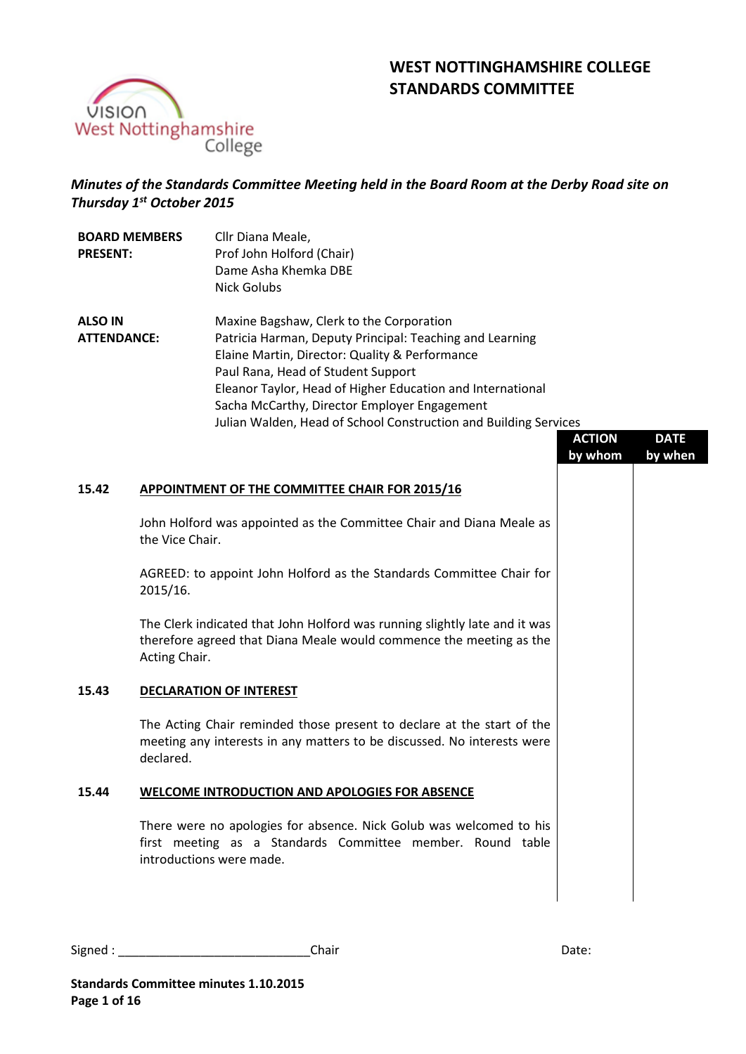# WEST NOTTINGHAMSHIRE COLLEGE STANDARDS COMMITTEE

*Minutes of the Standards Committee Meeting held in the Board Room at the Derby Road site on Thursday 1st October 2015*

**BOARD MEMBERS PRESENT:**
Cllr Diana Meale,
Prof John Holford (Chair)
Dame Asha Khemka DBE
Nick Golubs

**ALSO IN ATTENDANCE:**
Maxine Bagshaw, Clerk to the Corporation
Patricia Harman, Deputy Principal: Teaching and Learning
Elaine Martin, Director: Quality & Performance
Paul Rana, Head of Student Support
Eleanor Taylor, Head of Higher Education and International
Sacha McCarthy, Director Employer Engagement
Julian Walden, Head of School Construction and Building Services

| | | ACTION by whom | DATE by when |
|---|---|---|---|
| **15.42** | **APPOINTMENT OF THE COMMITTEE CHAIR FOR 2015/16** | | |
| | John Holford was appointed as the Committee Chair and Diana Meale as the Vice Chair. | | |
| | AGREED: to appoint John Holford as the Standards Committee Chair for 2015/16. | | |
| | The Clerk indicated that John Holford was running slightly late and it was therefore agreed that Diana Meale would commence the meeting as the Acting Chair. | | |
| **15.43** | **DECLARATION OF INTEREST** | | |
| | The Acting Chair reminded those present to declare at the start of the meeting any interests in any matters to be discussed. No interests were declared. | | |
| **15.44** | **WELCOME INTRODUCTION AND APOLOGIES FOR ABSENCE** | | |
| | There were no apologies for absence. Nick Golub was welcomed to his first meeting as a Standards Committee member. Round table introductions were made. | | |

Signed : ___________________________ Chair Date:

**Standards Committee minutes 1.10.2015**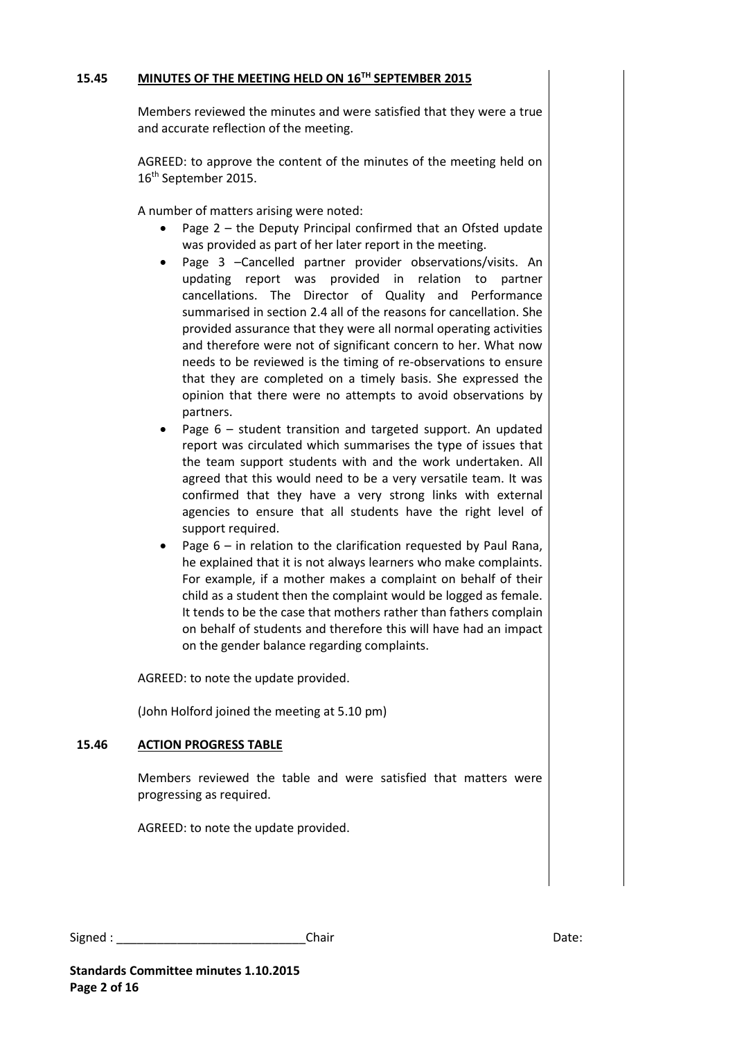## 15.45 MINUTES OF THE MEETING HELD ON 16TH SEPTEMBER 2015

Members reviewed the minutes and were satisfied that they were a true and accurate reflection of the meeting.

AGREED: to approve the content of the minutes of the meeting held on 16th September 2015.

A number of matters arising were noted:

- Page 2 – the Deputy Principal confirmed that an Ofsted update was provided as part of her later report in the meeting.
- Page 3 –Cancelled partner provider observations/visits. An updating report was provided in relation to partner cancellations. The Director of Quality and Performance summarised in section 2.4 all of the reasons for cancellation. She provided assurance that they were all normal operating activities and therefore were not of significant concern to her. What now needs to be reviewed is the timing of re-observations to ensure that they are completed on a timely basis. She expressed the opinion that there were no attempts to avoid observations by partners.
- Page 6 – student transition and targeted support. An updated report was circulated which summarises the type of issues that the team support students with and the work undertaken. All agreed that this would need to be a very versatile team. It was confirmed that they have a very strong links with external agencies to ensure that all students have the right level of support required.
- Page 6 – in relation to the clarification requested by Paul Rana, he explained that it is not always learners who make complaints. For example, if a mother makes a complaint on behalf of their child as a student then the complaint would be logged as female. It tends to be the case that mothers rather than fathers complain on behalf of students and therefore this will have had an impact on the gender balance regarding complaints.

AGREED: to note the update provided.

(John Holford joined the meeting at 5.10 pm)

## 15.46 ACTION PROGRESS TABLE

Members reviewed the table and were satisfied that matters were progressing as required.

AGREED: to note the update provided.

Signed : \_\_\_\_\_\_\_\_\_\_\_\_\_\_\_\_\_\_\_\_\_\_\_\_\_\_\_\_ Chair Date:

**Standards Committee minutes 1.10.2015**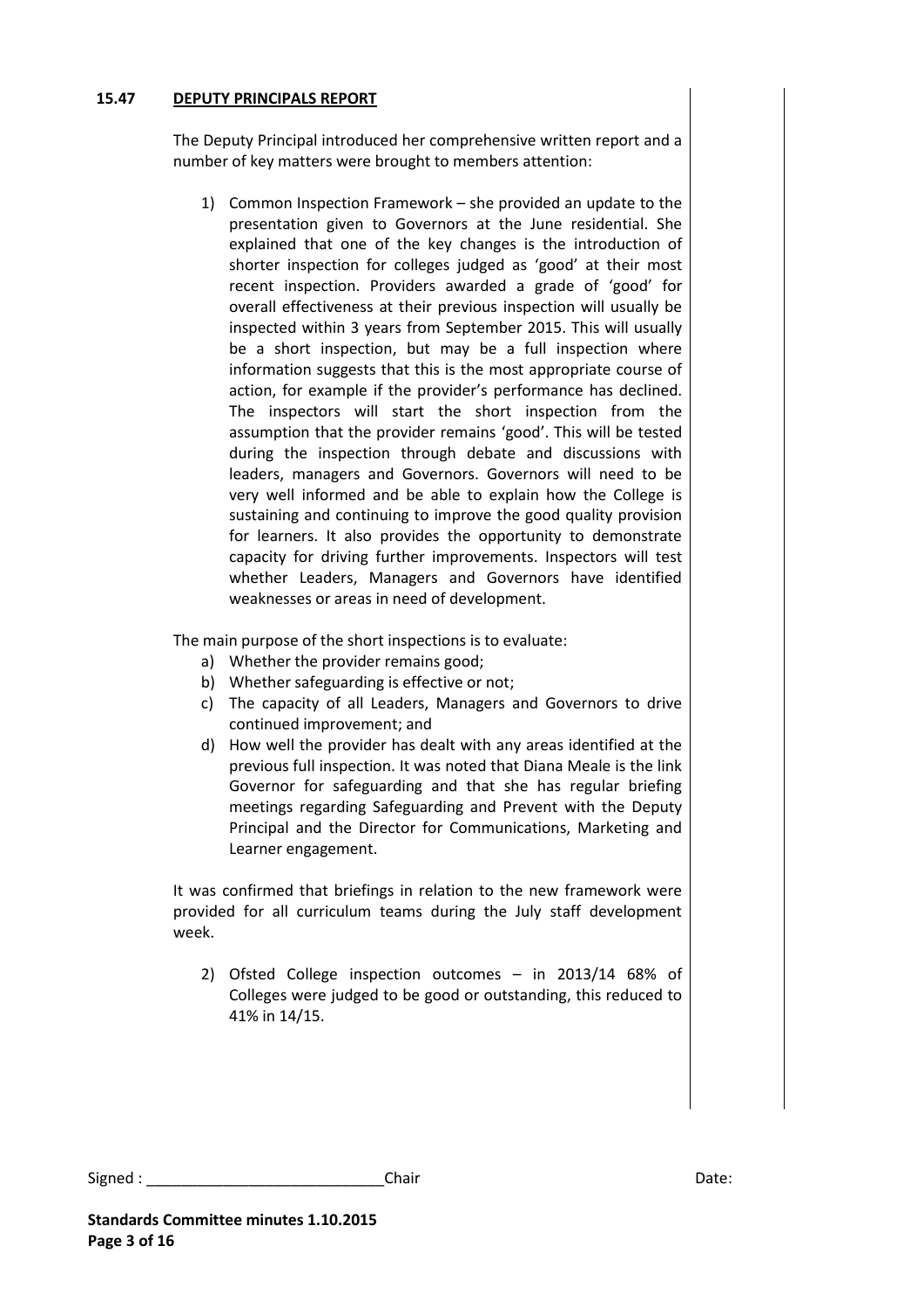**15.47 DEPUTY PRINCIPALS REPORT**

The Deputy Principal introduced her comprehensive written report and a number of key matters were brought to members attention:

1) Common Inspection Framework – she provided an update to the presentation given to Governors at the June residential. She explained that one of the key changes is the introduction of shorter inspection for colleges judged as 'good' at their most recent inspection. Providers awarded a grade of 'good' for overall effectiveness at their previous inspection will usually be inspected within 3 years from September 2015. This will usually be a short inspection, but may be a full inspection where information suggests that this is the most appropriate course of action, for example if the provider's performance has declined. The inspectors will start the short inspection from the assumption that the provider remains 'good'. This will be tested during the inspection through debate and discussions with leaders, managers and Governors. Governors will need to be very well informed and be able to explain how the College is sustaining and continuing to improve the good quality provision for learners. It also provides the opportunity to demonstrate capacity for driving further improvements. Inspectors will test whether Leaders, Managers and Governors have identified weaknesses or areas in need of development.

The main purpose of the short inspections is to evaluate:

a) Whether the provider remains good;
b) Whether safeguarding is effective or not;
c) The capacity of all Leaders, Managers and Governors to drive continued improvement; and
d) How well the provider has dealt with any areas identified at the previous full inspection. It was noted that Diana Meale is the link Governor for safeguarding and that she has regular briefing meetings regarding Safeguarding and Prevent with the Deputy Principal and the Director for Communications, Marketing and Learner engagement.

It was confirmed that briefings in relation to the new framework were provided for all curriculum teams during the July staff development week.

2) Ofsted College inspection outcomes – in 2013/14 68% of Colleges were judged to be good or outstanding, this reduced to 41% in 14/15.

Signed : ____________________________ Chair Date:

**Standards Committee minutes 1.10.2015**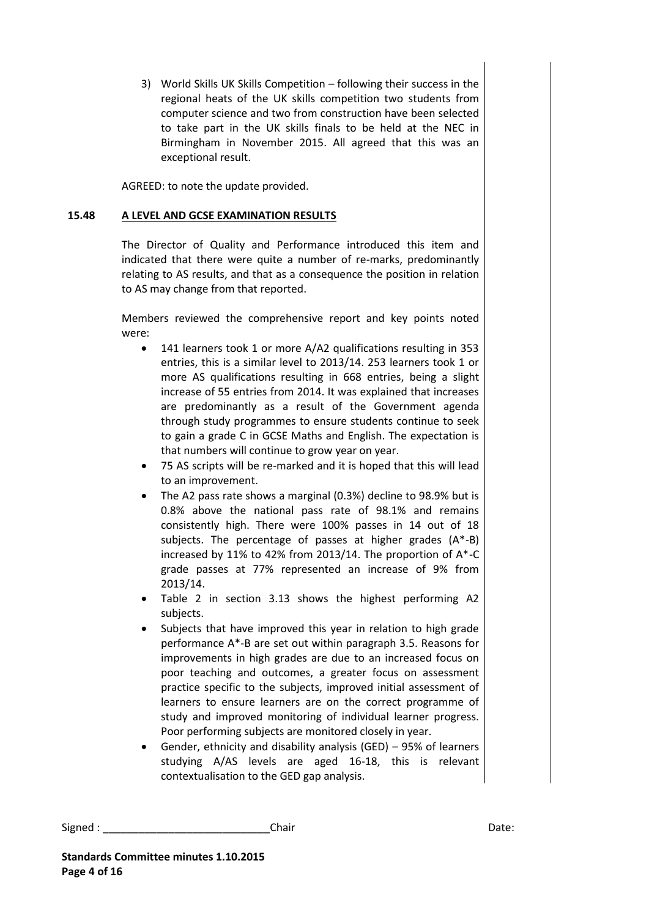3) World Skills UK Skills Competition – following their success in the regional heats of the UK skills competition two students from computer science and two from construction have been selected to take part in the UK skills finals to be held at the NEC in Birmingham in November 2015. All agreed that this was an exceptional result.

AGREED: to note the update provided.

## 15.48 A LEVEL AND GCSE EXAMINATION RESULTS

The Director of Quality and Performance introduced this item and indicated that there were quite a number of re-marks, predominantly relating to AS results, and that as a consequence the position in relation to AS may change from that reported.

Members reviewed the comprehensive report and key points noted were:

- 141 learners took 1 or more A/A2 qualifications resulting in 353 entries, this is a similar level to 2013/14. 253 learners took 1 or more AS qualifications resulting in 668 entries, being a slight increase of 55 entries from 2014. It was explained that increases are predominantly as a result of the Government agenda through study programmes to ensure students continue to seek to gain a grade C in GCSE Maths and English. The expectation is that numbers will continue to grow year on year.
- 75 AS scripts will be re-marked and it is hoped that this will lead to an improvement.
- The A2 pass rate shows a marginal (0.3%) decline to 98.9% but is 0.8% above the national pass rate of 98.1% and remains consistently high. There were 100% passes in 14 out of 18 subjects. The percentage of passes at higher grades (A*-B) increased by 11% to 42% from 2013/14. The proportion of A*-C grade passes at 77% represented an increase of 9% from 2013/14.
- Table 2 in section 3.13 shows the highest performing A2 subjects.
- Subjects that have improved this year in relation to high grade performance A*-B are set out within paragraph 3.5. Reasons for improvements in high grades are due to an increased focus on poor teaching and outcomes, a greater focus on assessment practice specific to the subjects, improved initial assessment of learners to ensure learners are on the correct programme of study and improved monitoring of individual learner progress. Poor performing subjects are monitored closely in year.
- Gender, ethnicity and disability analysis (GED) – 95% of learners studying A/AS levels are aged 16-18, this is relevant contextualisation to the GED gap analysis.

Signed : ____________________________Chair Date:

**Standards Committee minutes 1.10.2015**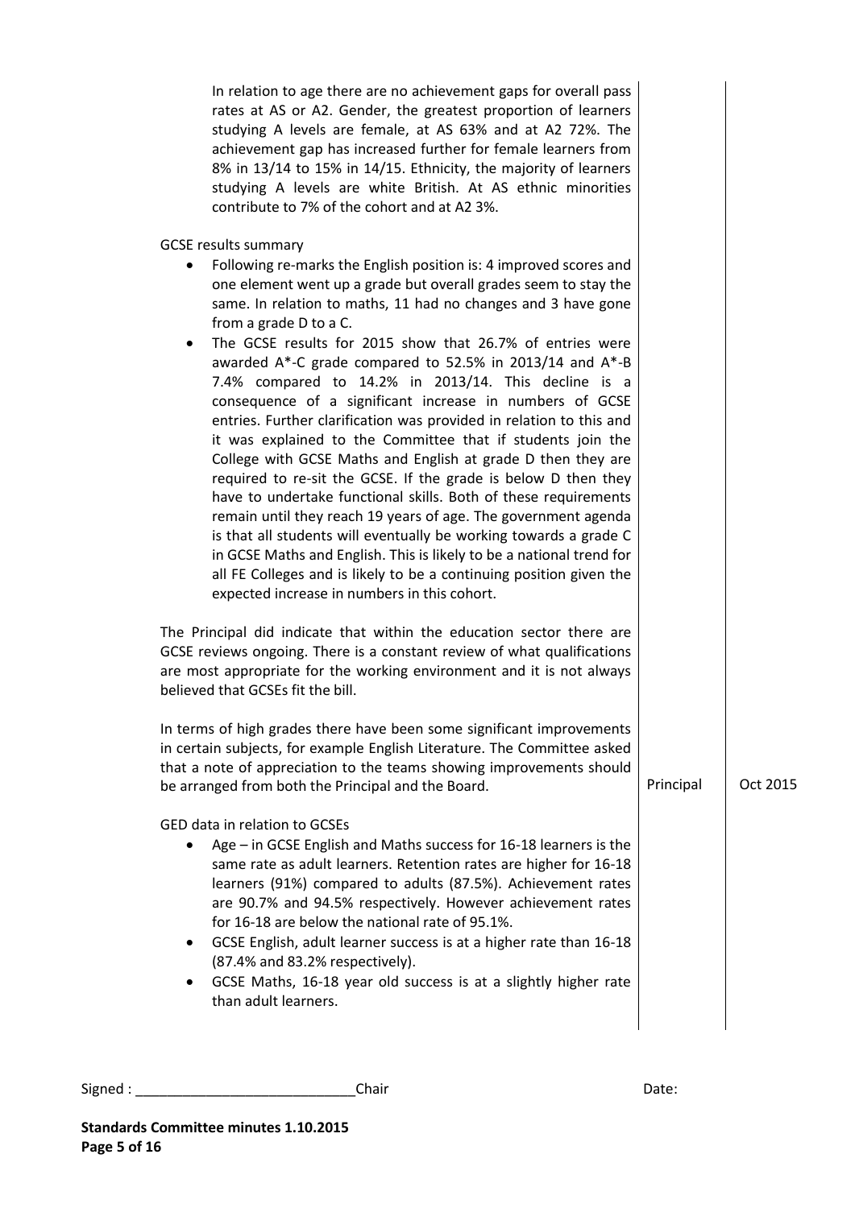In relation to age there are no achievement gaps for overall pass rates at AS or A2. Gender, the greatest proportion of learners studying A levels are female, at AS 63% and at A2 72%. The achievement gap has increased further for female learners from 8% in 13/14 to 15% in 14/15. Ethnicity, the majority of learners studying A levels are white British. At AS ethnic minorities contribute to 7% of the cohort and at A2 3%.

GCSE results summary

- Following re-marks the English position is: 4 improved scores and one element went up a grade but overall grades seem to stay the same. In relation to maths, 11 had no changes and 3 have gone from a grade D to a C.
- The GCSE results for 2015 show that 26.7% of entries were awarded A*-C grade compared to 52.5% in 2013/14 and A*-B 7.4% compared to 14.2% in 2013/14. This decline is a consequence of a significant increase in numbers of GCSE entries. Further clarification was provided in relation to this and it was explained to the Committee that if students join the College with GCSE Maths and English at grade D then they are required to re-sit the GCSE. If the grade is below D then they have to undertake functional skills. Both of these requirements remain until they reach 19 years of age. The government agenda is that all students will eventually be working towards a grade C in GCSE Maths and English. This is likely to be a national trend for all FE Colleges and is likely to be a continuing position given the expected increase in numbers in this cohort.

The Principal did indicate that within the education sector there are GCSE reviews ongoing. There is a constant review of what qualifications are most appropriate for the working environment and it is not always believed that GCSEs fit the bill.

In terms of high grades there have been some significant improvements in certain subjects, for example English Literature. The Committee asked that a note of appreciation to the teams showing improvements should be arranged from both the Principal and the Board. | Principal | Oct 2015

GED data in relation to GCSEs

- Age – in GCSE English and Maths success for 16-18 learners is the same rate as adult learners. Retention rates are higher for 16-18 learners (91%) compared to adults (87.5%). Achievement rates are 90.7% and 94.5% respectively. However achievement rates for 16-18 are below the national rate of 95.1%.
- GCSE English, adult learner success is at a higher rate than 16-18 (87.4% and 83.2% respectively).
- GCSE Maths, 16-18 year old success is at a slightly higher rate than adult learners.

Signed : ___________________________Chair Date: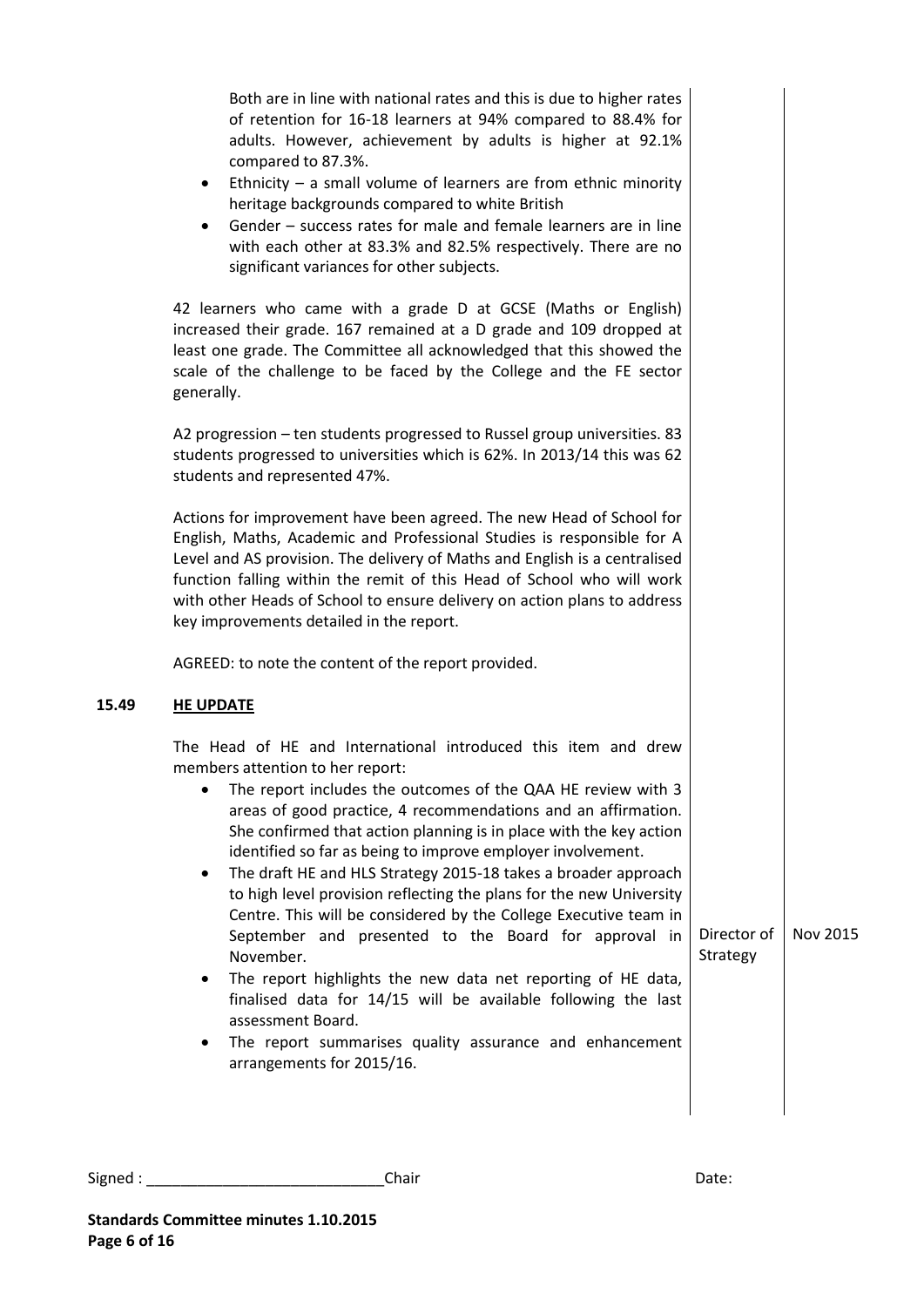Both are in line with national rates and this is due to higher rates of retention for 16-18 learners at 94% compared to 88.4% for adults. However, achievement by adults is higher at 92.1% compared to 87.3%.

- Ethnicity – a small volume of learners are from ethnic minority heritage backgrounds compared to white British
- Gender – success rates for male and female learners are in line with each other at 83.3% and 82.5% respectively. There are no significant variances for other subjects.

42 learners who came with a grade D at GCSE (Maths or English) increased their grade. 167 remained at a D grade and 109 dropped at least one grade. The Committee all acknowledged that this showed the scale of the challenge to be faced by the College and the FE sector generally.

A2 progression – ten students progressed to Russel group universities. 83 students progressed to universities which is 62%. In 2013/14 this was 62 students and represented 47%.

Actions for improvement have been agreed. The new Head of School for English, Maths, Academic and Professional Studies is responsible for A Level and AS provision. The delivery of Maths and English is a centralised function falling within the remit of this Head of School who will work with other Heads of School to ensure delivery on action plans to address key improvements detailed in the report.

AGREED: to note the content of the report provided.

**15.49 HE UPDATE**

The Head of HE and International introduced this item and drew members attention to her report:

- The report includes the outcomes of the QAA HE review with 3 areas of good practice, 4 recommendations and an affirmation. She confirmed that action planning is in place with the key action identified so far as being to improve employer involvement.
- The draft HE and HLS Strategy 2015-18 takes a broader approach to high level provision reflecting the plans for the new University Centre. This will be considered by the College Executive team in September and presented to the Board for approval in November. — **Director of Strategy** — **Nov 2015**
- The report highlights the new data net reporting of HE data, finalised data for 14/15 will be available following the last assessment Board.
- The report summarises quality assurance and enhancement arrangements for 2015/16.

Signed : ___________________________ Chair Date: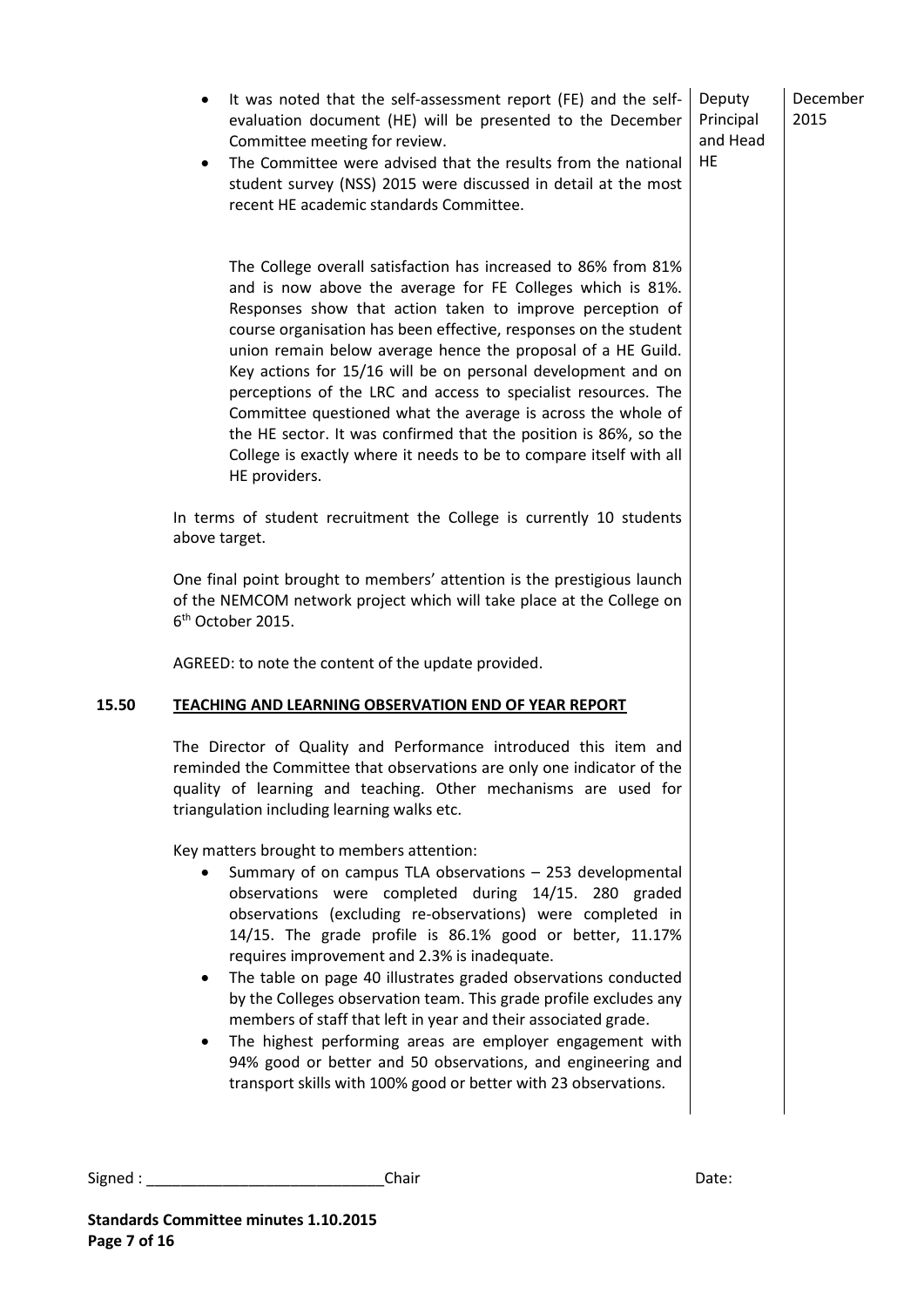- It was noted that the self-assessment report (FE) and the self-evaluation document (HE) will be presented to the December Committee meeting for review. — Deputy Principal and Head HE — December 2015
- The Committee were advised that the results from the national student survey (NSS) 2015 were discussed in detail at the most recent HE academic standards Committee.

  The College overall satisfaction has increased to 86% from 81% and is now above the average for FE Colleges which is 81%. Responses show that action taken to improve perception of course organisation has been effective, responses on the student union remain below average hence the proposal of a HE Guild. Key actions for 15/16 will be on personal development and on perceptions of the LRC and access to specialist resources. The Committee questioned what the average is across the whole of the HE sector. It was confirmed that the position is 86%, so the College is exactly where it needs to be to compare itself with all HE providers.

In terms of student recruitment the College is currently 10 students above target.

One final point brought to members' attention is the prestigious launch of the NEMCOM network project which will take place at the College on 6th October 2015.

AGREED: to note the content of the update provided.

**15.50 TEACHING AND LEARNING OBSERVATION END OF YEAR REPORT**

The Director of Quality and Performance introduced this item and reminded the Committee that observations are only one indicator of the quality of learning and teaching. Other mechanisms are used for triangulation including learning walks etc.

Key matters brought to members attention:

- Summary of on campus TLA observations – 253 developmental observations were completed during 14/15. 280 graded observations (excluding re-observations) were completed in 14/15. The grade profile is 86.1% good or better, 11.17% requires improvement and 2.3% is inadequate.
- The table on page 40 illustrates graded observations conducted by the Colleges observation team. This grade profile excludes any members of staff that left in year and their associated grade.
- The highest performing areas are employer engagement with 94% good or better and 50 observations, and engineering and transport skills with 100% good or better with 23 observations.

Signed : ___________________________ Chair Date: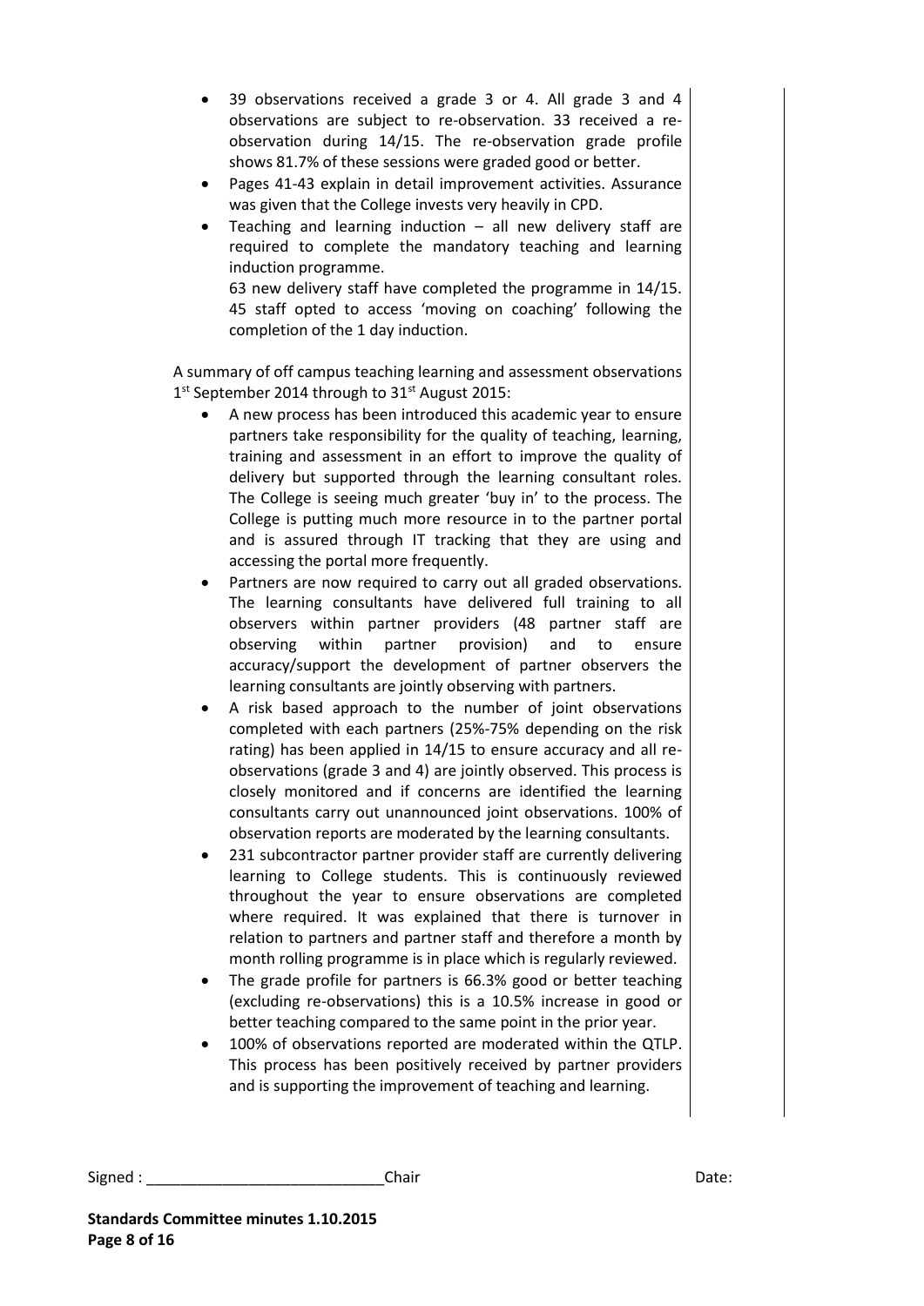- 39 observations received a grade 3 or 4. All grade 3 and 4 observations are subject to re-observation. 33 received a re-observation during 14/15. The re-observation grade profile shows 81.7% of these sessions were graded good or better.
- Pages 41-43 explain in detail improvement activities. Assurance was given that the College invests very heavily in CPD.
- Teaching and learning induction – all new delivery staff are required to complete the mandatory teaching and learning induction programme.

  63 new delivery staff have completed the programme in 14/15. 45 staff opted to access 'moving on coaching' following the completion of the 1 day induction.

A summary of off campus teaching learning and assessment observations 1st September 2014 through to 31st August 2015:

- A new process has been introduced this academic year to ensure partners take responsibility for the quality of teaching, learning, training and assessment in an effort to improve the quality of delivery but supported through the learning consultant roles. The College is seeing much greater 'buy in' to the process. The College is putting much more resource in to the partner portal and is assured through IT tracking that they are using and accessing the portal more frequently.
- Partners are now required to carry out all graded observations. The learning consultants have delivered full training to all observers within partner providers (48 partner staff are observing within partner provision) and to ensure accuracy/support the development of partner observers the learning consultants are jointly observing with partners.
- A risk based approach to the number of joint observations completed with each partners (25%-75% depending on the risk rating) has been applied in 14/15 to ensure accuracy and all re-observations (grade 3 and 4) are jointly observed. This process is closely monitored and if concerns are identified the learning consultants carry out unannounced joint observations. 100% of observation reports are moderated by the learning consultants.
- 231 subcontractor partner provider staff are currently delivering learning to College students. This is continuously reviewed throughout the year to ensure observations are completed where required. It was explained that there is turnover in relation to partners and partner staff and therefore a month by month rolling programme is in place which is regularly reviewed.
- The grade profile for partners is 66.3% good or better teaching (excluding re-observations) this is a 10.5% increase in good or better teaching compared to the same point in the prior year.
- 100% of observations reported are moderated within the QTLP. This process has been positively received by partner providers and is supporting the improvement of teaching and learning.

Signed : ___________________________ Chair Date:

**Standards Committee minutes 1.10.2015**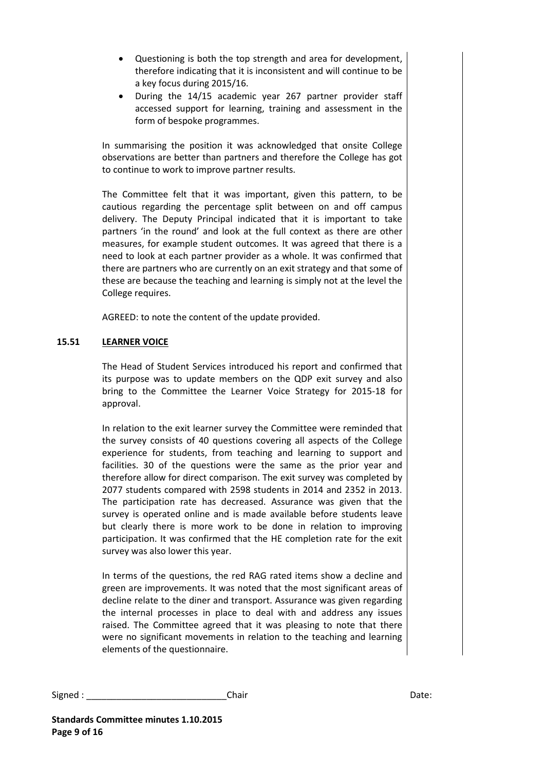- Questioning is both the top strength and area for development, therefore indicating that it is inconsistent and will continue to be a key focus during 2015/16.
- During the 14/15 academic year 267 partner provider staff accessed support for learning, training and assessment in the form of bespoke programmes.

In summarising the position it was acknowledged that onsite College observations are better than partners and therefore the College has got to continue to work to improve partner results.

The Committee felt that it was important, given this pattern, to be cautious regarding the percentage split between on and off campus delivery. The Deputy Principal indicated that it is important to take partners 'in the round' and look at the full context as there are other measures, for example student outcomes. It was agreed that there is a need to look at each partner provider as a whole. It was confirmed that there are partners who are currently on an exit strategy and that some of these are because the teaching and learning is simply not at the level the College requires.

AGREED: to note the content of the update provided.

**15.51 LEARNER VOICE**

The Head of Student Services introduced his report and confirmed that its purpose was to update members on the QDP exit survey and also bring to the Committee the Learner Voice Strategy for 2015-18 for approval.

In relation to the exit learner survey the Committee were reminded that the survey consists of 40 questions covering all aspects of the College experience for students, from teaching and learning to support and facilities. 30 of the questions were the same as the prior year and therefore allow for direct comparison. The exit survey was completed by 2077 students compared with 2598 students in 2014 and 2352 in 2013. The participation rate has decreased. Assurance was given that the survey is operated online and is made available before students leave but clearly there is more work to be done in relation to improving participation. It was confirmed that the HE completion rate for the exit survey was also lower this year.

In terms of the questions, the red RAG rated items show a decline and green are improvements. It was noted that the most significant areas of decline relate to the diner and transport. Assurance was given regarding the internal processes in place to deal with and address any issues raised. The Committee agreed that it was pleasing to note that there were no significant movements in relation to the teaching and learning elements of the questionnaire.

Signed : ___________________________Chair Date:

**Standards Committee minutes 1.10.2015**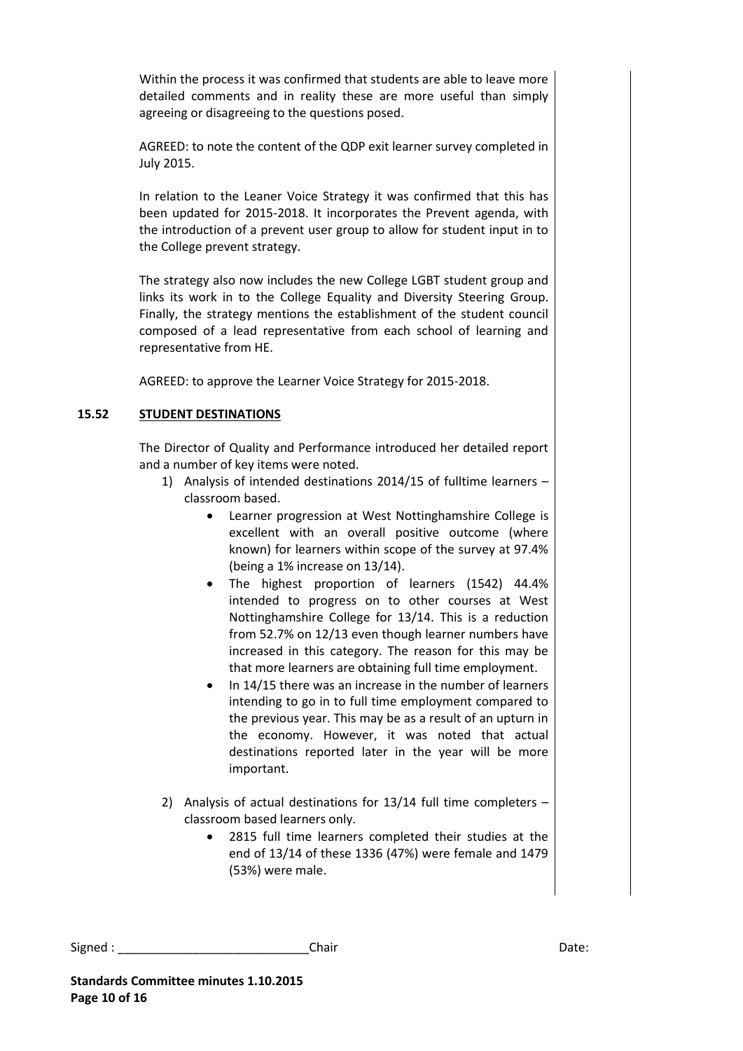Within the process it was confirmed that students are able to leave more detailed comments and in reality these are more useful than simply agreeing or disagreeing to the questions posed.

AGREED: to note the content of the QDP exit learner survey completed in July 2015.

In relation to the Leaner Voice Strategy it was confirmed that this has been updated for 2015-2018. It incorporates the Prevent agenda, with the introduction of a prevent user group to allow for student input in to the College prevent strategy.

The strategy also now includes the new College LGBT student group and links its work in to the College Equality and Diversity Steering Group. Finally, the strategy mentions the establishment of the student council composed of a lead representative from each school of learning and representative from HE.

AGREED: to approve the Learner Voice Strategy for 2015-2018.

**15.52 STUDENT DESTINATIONS**

The Director of Quality and Performance introduced her detailed report and a number of key items were noted.

1) Analysis of intended destinations 2014/15 of fulltime learners – classroom based.
    - Learner progression at West Nottinghamshire College is excellent with an overall positive outcome (where known) for learners within scope of the survey at 97.4% (being a 1% increase on 13/14).
    - The highest proportion of learners (1542) 44.4% intended to progress on to other courses at West Nottinghamshire College for 13/14. This is a reduction from 52.7% on 12/13 even though learner numbers have increased in this category. The reason for this may be that more learners are obtaining full time employment.
    - In 14/15 there was an increase in the number of learners intending to go in to full time employment compared to the previous year. This may be as a result of an upturn in the economy. However, it was noted that actual destinations reported later in the year will be more important.

2) Analysis of actual destinations for 13/14 full time completers – classroom based learners only.
    - 2815 full time learners completed their studies at the end of 13/14 of these 1336 (47%) were female and 1479 (53%) were male.

Signed : ___________________________Chair Date: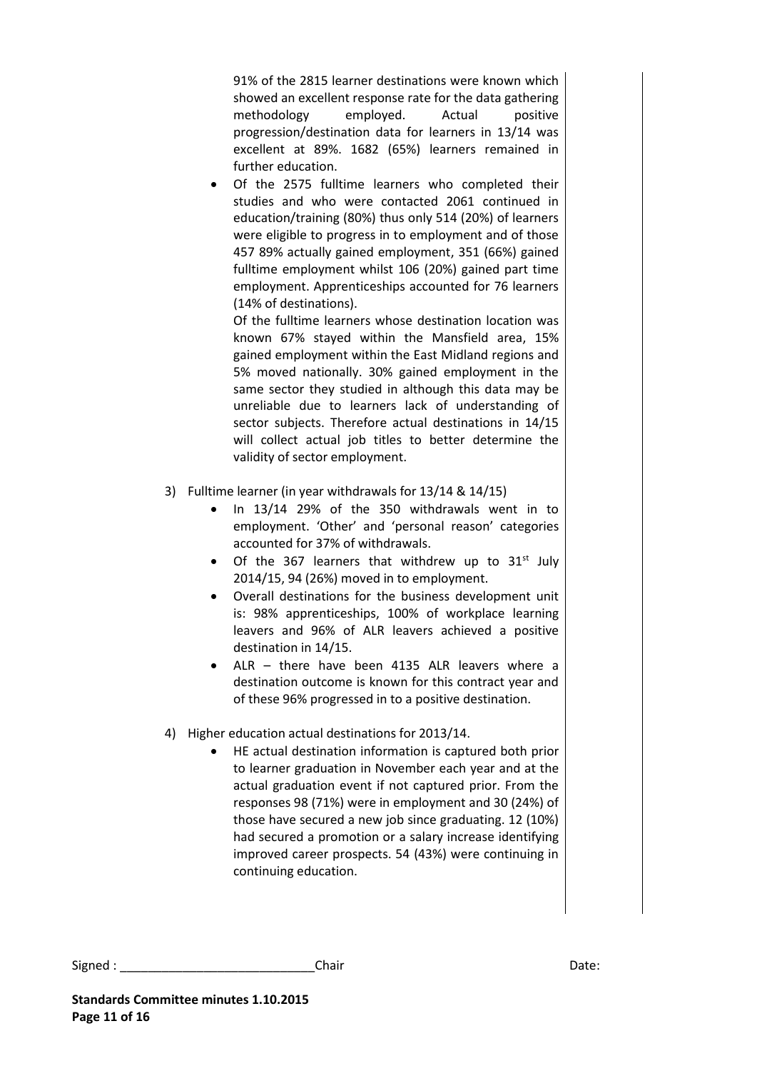91% of the 2815 learner destinations were known which showed an excellent response rate for the data gathering methodology employed. Actual positive progression/destination data for learners in 13/14 was excellent at 89%. 1682 (65%) learners remained in further education.

- Of the 2575 fulltime learners who completed their studies and who were contacted 2061 continued in education/training (80%) thus only 514 (20%) of learners were eligible to progress in to employment and of those 457 89% actually gained employment, 351 (66%) gained fulltime employment whilst 106 (20%) gained part time employment. Apprenticeships accounted for 76 learners (14% of destinations).

  Of the fulltime learners whose destination location was known 67% stayed within the Mansfield area, 15% gained employment within the East Midland regions and 5% moved nationally. 30% gained employment in the same sector they studied in although this data may be unreliable due to learners lack of understanding of sector subjects. Therefore actual destinations in 14/15 will collect actual job titles to better determine the validity of sector employment.

3) Fulltime learner (in year withdrawals for 13/14 & 14/15)
   - In 13/14 29% of the 350 withdrawals went in to employment. 'Other' and 'personal reason' categories accounted for 37% of withdrawals.
   - Of the 367 learners that withdrew up to 31st July 2014/15, 94 (26%) moved in to employment.
   - Overall destinations for the business development unit is: 98% apprenticeships, 100% of workplace learning leavers and 96% of ALR leavers achieved a positive destination in 14/15.
   - ALR – there have been 4135 ALR leavers where a destination outcome is known for this contract year and of these 96% progressed in to a positive destination.

4) Higher education actual destinations for 2013/14.
   - HE actual destination information is captured both prior to learner graduation in November each year and at the actual graduation event if not captured prior. From the responses 98 (71%) were in employment and 30 (24%) of those have secured a new job since graduating. 12 (10%) had secured a promotion or a salary increase identifying improved career prospects. 54 (43%) were continuing in continuing education.

Signed : ___________________________Chair Date:

**Standards Committee minutes 1.10.2015**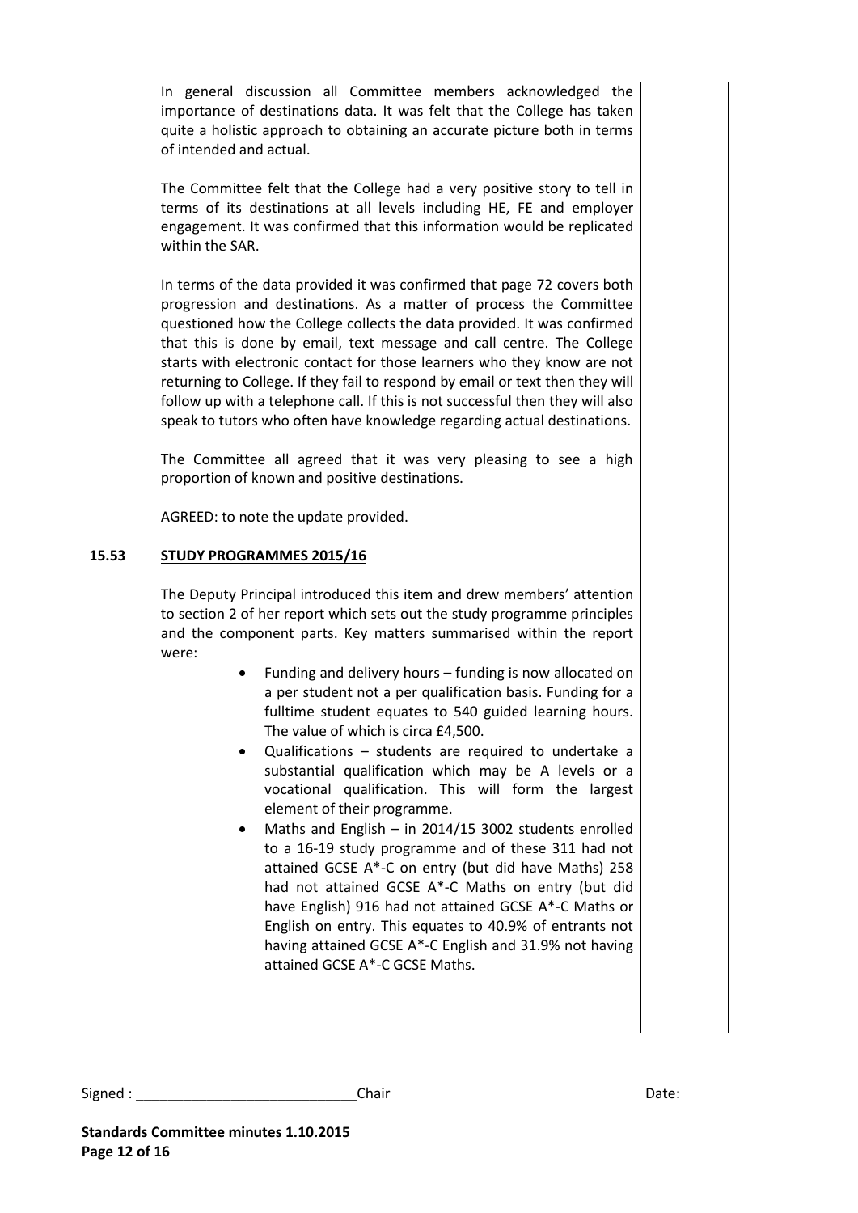In general discussion all Committee members acknowledged the importance of destinations data. It was felt that the College has taken quite a holistic approach to obtaining an accurate picture both in terms of intended and actual.

The Committee felt that the College had a very positive story to tell in terms of its destinations at all levels including HE, FE and employer engagement. It was confirmed that this information would be replicated within the SAR.

In terms of the data provided it was confirmed that page 72 covers both progression and destinations. As a matter of process the Committee questioned how the College collects the data provided. It was confirmed that this is done by email, text message and call centre. The College starts with electronic contact for those learners who they know are not returning to College. If they fail to respond by email or text then they will follow up with a telephone call. If this is not successful then they will also speak to tutors who often have knowledge regarding actual destinations.

The Committee all agreed that it was very pleasing to see a high proportion of known and positive destinations.

AGREED: to note the update provided.

**15.53 STUDY PROGRAMMES 2015/16**

The Deputy Principal introduced this item and drew members' attention to section 2 of her report which sets out the study programme principles and the component parts. Key matters summarised within the report were:

- Funding and delivery hours – funding is now allocated on a per student not a per qualification basis. Funding for a fulltime student equates to 540 guided learning hours. The value of which is circa £4,500.
- Qualifications – students are required to undertake a substantial qualification which may be A levels or a vocational qualification. This will form the largest element of their programme.
- Maths and English – in 2014/15 3002 students enrolled to a 16-19 study programme and of these 311 had not attained GCSE A*-C on entry (but did have Maths) 258 had not attained GCSE A*-C Maths on entry (but did have English) 916 had not attained GCSE A*-C Maths or English on entry. This equates to 40.9% of entrants not having attained GCSE A*-C English and 31.9% not having attained GCSE A*-C GCSE Maths.

Signed : ____________________________ Chair Date: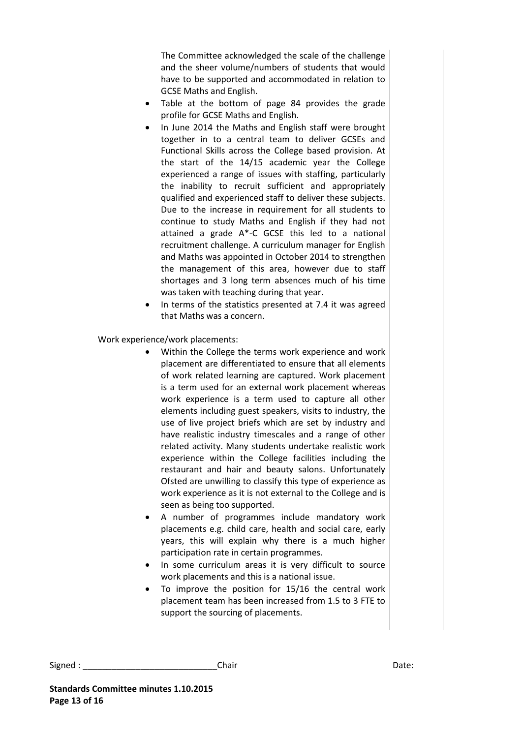The Committee acknowledged the scale of the challenge and the sheer volume/numbers of students that would have to be supported and accommodated in relation to GCSE Maths and English.

- Table at the bottom of page 84 provides the grade profile for GCSE Maths and English.
- In June 2014 the Maths and English staff were brought together in to a central team to deliver GCSEs and Functional Skills across the College based provision. At the start of the 14/15 academic year the College experienced a range of issues with staffing, particularly the inability to recruit sufficient and appropriately qualified and experienced staff to deliver these subjects. Due to the increase in requirement for all students to continue to study Maths and English if they had not attained a grade A*-C GCSE this led to a national recruitment challenge. A curriculum manager for English and Maths was appointed in October 2014 to strengthen the management of this area, however due to staff shortages and 3 long term absences much of his time was taken with teaching during that year.
- In terms of the statistics presented at 7.4 it was agreed that Maths was a concern.

Work experience/work placements:

- Within the College the terms work experience and work placement are differentiated to ensure that all elements of work related learning are captured. Work placement is a term used for an external work placement whereas work experience is a term used to capture all other elements including guest speakers, visits to industry, the use of live project briefs which are set by industry and have realistic industry timescales and a range of other related activity. Many students undertake realistic work experience within the College facilities including the restaurant and hair and beauty salons. Unfortunately Ofsted are unwilling to classify this type of experience as work experience as it is not external to the College and is seen as being too supported.
- A number of programmes include mandatory work placements e.g. child care, health and social care, early years, this will explain why there is a much higher participation rate in certain programmes.
- In some curriculum areas it is very difficult to source work placements and this is a national issue.
- To improve the position for 15/16 the central work placement team has been increased from 1.5 to 3 FTE to support the sourcing of placements.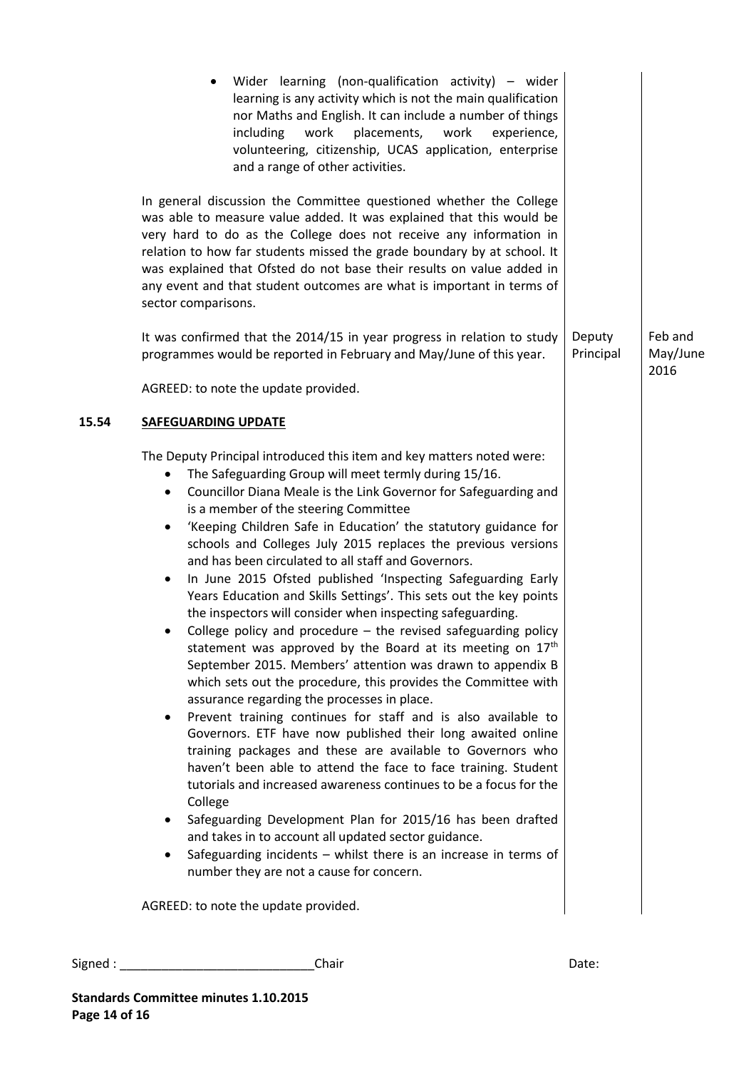- Wider learning (non-qualification activity) – wider learning is any activity which is not the main qualification nor Maths and English. It can include a number of things including work placements, work experience, volunteering, citizenship, UCAS application, enterprise and a range of other activities.

In general discussion the Committee questioned whether the College was able to measure value added. It was explained that this would be very hard to do as the College does not receive any information in relation to how far students missed the grade boundary by at school. It was explained that Ofsted do not base their results on value added in any event and that student outcomes are what is important in terms of sector comparisons.

| | | |
|---|---|---|
| It was confirmed that the 2014/15 in year progress in relation to study programmes would be reported in February and May/June of this year. | Deputy Principal | Feb and May/June 2016 |

AGREED: to note the update provided.

**15.54 SAFEGUARDING UPDATE**

The Deputy Principal introduced this item and key matters noted were:

- The Safeguarding Group will meet termly during 15/16.
- Councillor Diana Meale is the Link Governor for Safeguarding and is a member of the steering Committee
- 'Keeping Children Safe in Education' the statutory guidance for schools and Colleges July 2015 replaces the previous versions and has been circulated to all staff and Governors.
- In June 2015 Ofsted published 'Inspecting Safeguarding Early Years Education and Skills Settings'. This sets out the key points the inspectors will consider when inspecting safeguarding.
- College policy and procedure – the revised safeguarding policy statement was approved by the Board at its meeting on 17th September 2015. Members' attention was drawn to appendix B which sets out the procedure, this provides the Committee with assurance regarding the processes in place.
- Prevent training continues for staff and is also available to Governors. ETF have now published their long awaited online training packages and these are available to Governors who haven't been able to attend the face to face training. Student tutorials and increased awareness continues to be a focus for the College
- Safeguarding Development Plan for 2015/16 has been drafted and takes in to account all updated sector guidance.
- Safeguarding incidents – whilst there is an increase in terms of number they are not a cause for concern.

AGREED: to note the update provided.

Signed : ___________________________Chair Date:

**Standards Committee minutes 1.10.2015**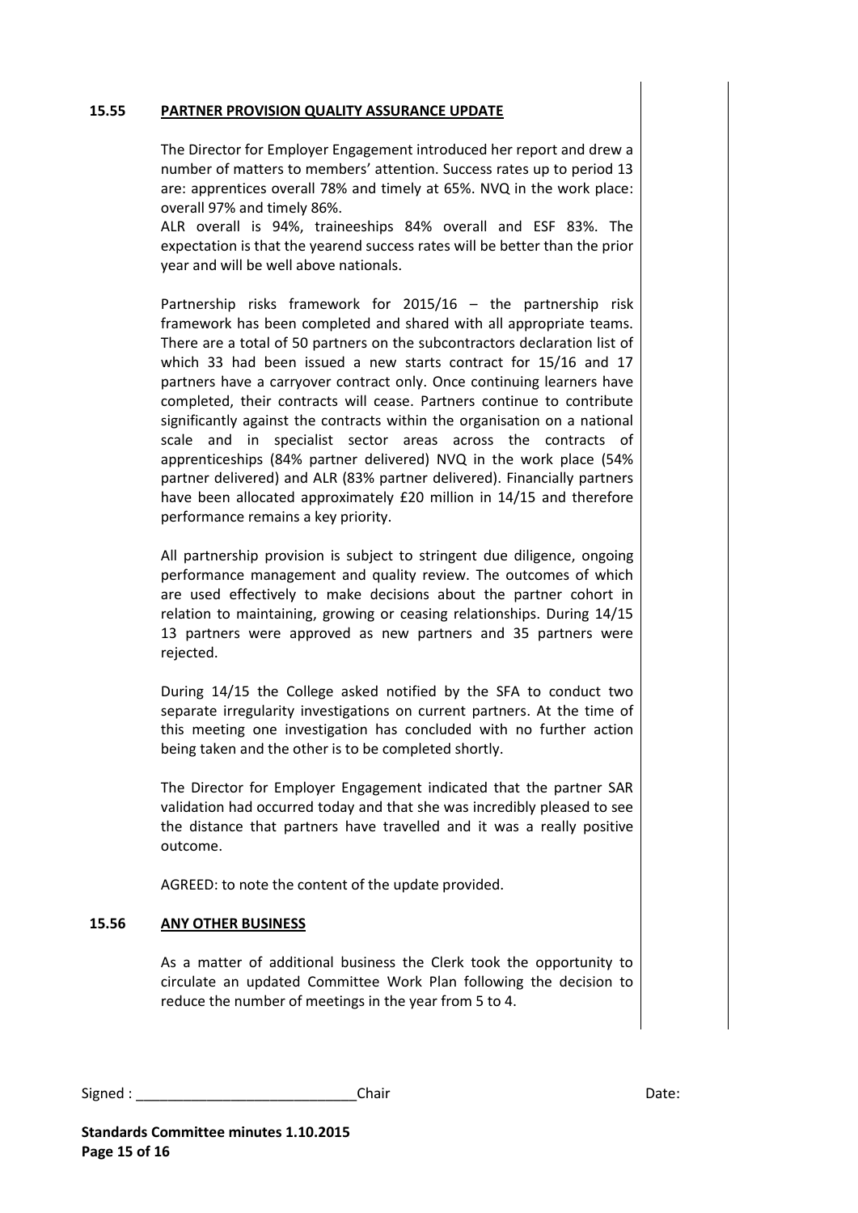### 15.55 PARTNER PROVISION QUALITY ASSURANCE UPDATE

The Director for Employer Engagement introduced her report and drew a number of matters to members' attention. Success rates up to period 13 are: apprentices overall 78% and timely at 65%. NVQ in the work place: overall 97% and timely 86%.
ALR overall is 94%, traineeships 84% overall and ESF 83%. The expectation is that the yearend success rates will be better than the prior year and will be well above nationals.

Partnership risks framework for 2015/16 – the partnership risk framework has been completed and shared with all appropriate teams. There are a total of 50 partners on the subcontractors declaration list of which 33 had been issued a new starts contract for 15/16 and 17 partners have a carryover contract only. Once continuing learners have completed, their contracts will cease. Partners continue to contribute significantly against the contracts within the organisation on a national scale and in specialist sector areas across the contracts of apprenticeships (84% partner delivered) NVQ in the work place (54% partner delivered) and ALR (83% partner delivered). Financially partners have been allocated approximately £20 million in 14/15 and therefore performance remains a key priority.

All partnership provision is subject to stringent due diligence, ongoing performance management and quality review. The outcomes of which are used effectively to make decisions about the partner cohort in relation to maintaining, growing or ceasing relationships. During 14/15 13 partners were approved as new partners and 35 partners were rejected.

During 14/15 the College asked notified by the SFA to conduct two separate irregularity investigations on current partners. At the time of this meeting one investigation has concluded with no further action being taken and the other is to be completed shortly.

The Director for Employer Engagement indicated that the partner SAR validation had occurred today and that she was incredibly pleased to see the distance that partners have travelled and it was a really positive outcome.

AGREED: to note the content of the update provided.

### 15.56 ANY OTHER BUSINESS

As a matter of additional business the Clerk took the opportunity to circulate an updated Committee Work Plan following the decision to reduce the number of meetings in the year from 5 to 4.

Signed : ___________________________Chair Date:

**Standards Committee minutes 1.10.2015**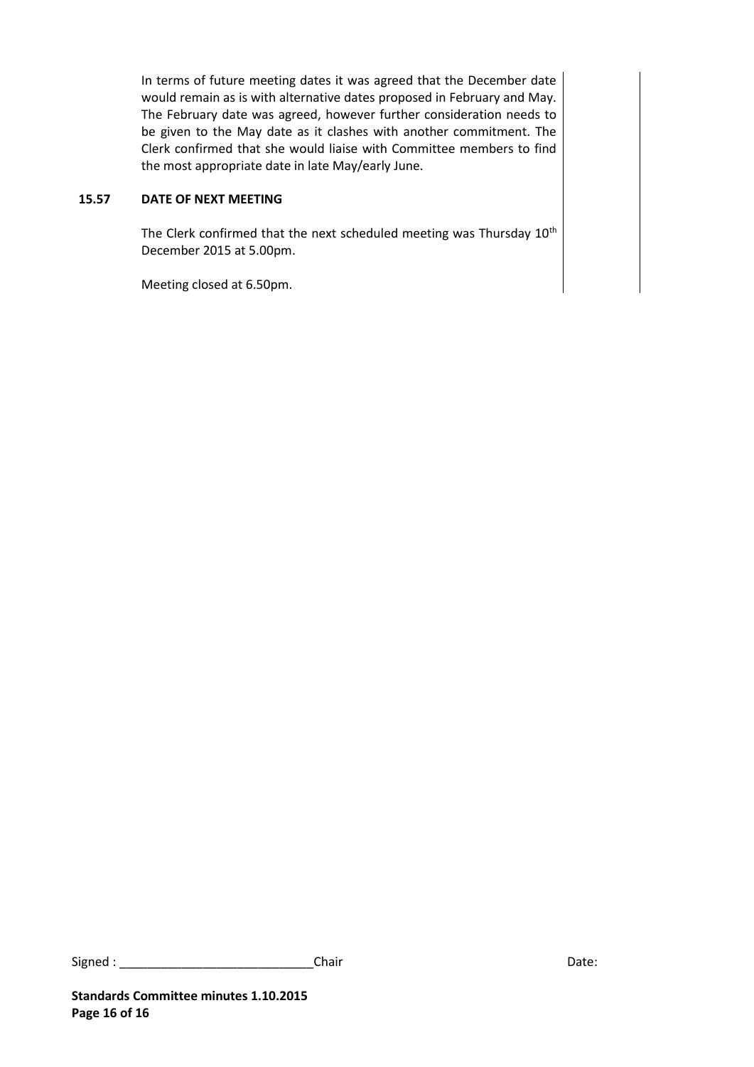In terms of future meeting dates it was agreed that the December date would remain as is with alternative dates proposed in February and May. The February date was agreed, however further consideration needs to be given to the May date as it clashes with another commitment. The Clerk confirmed that she would liaise with Committee members to find the most appropriate date in late May/early June.

**15.57 DATE OF NEXT MEETING**

The Clerk confirmed that the next scheduled meeting was Thursday 10th December 2015 at 5.00pm.

Meeting closed at 6.50pm.

Signed : ___________________________Chair Date: